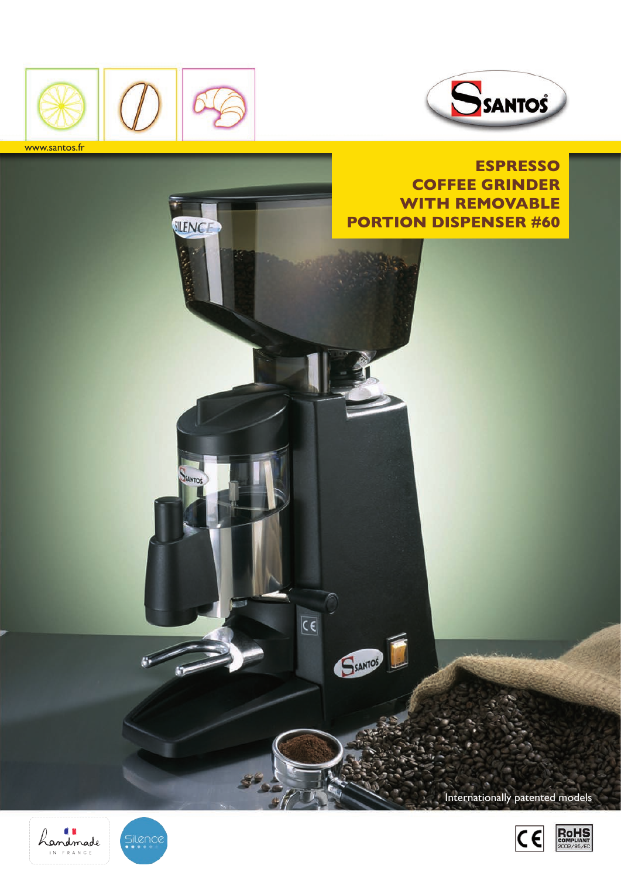www.santos.fr

# ESPRESSO COFFEE GRINDER WITH REMOVABLE PORTION DISPENSER #60

Internationally patented models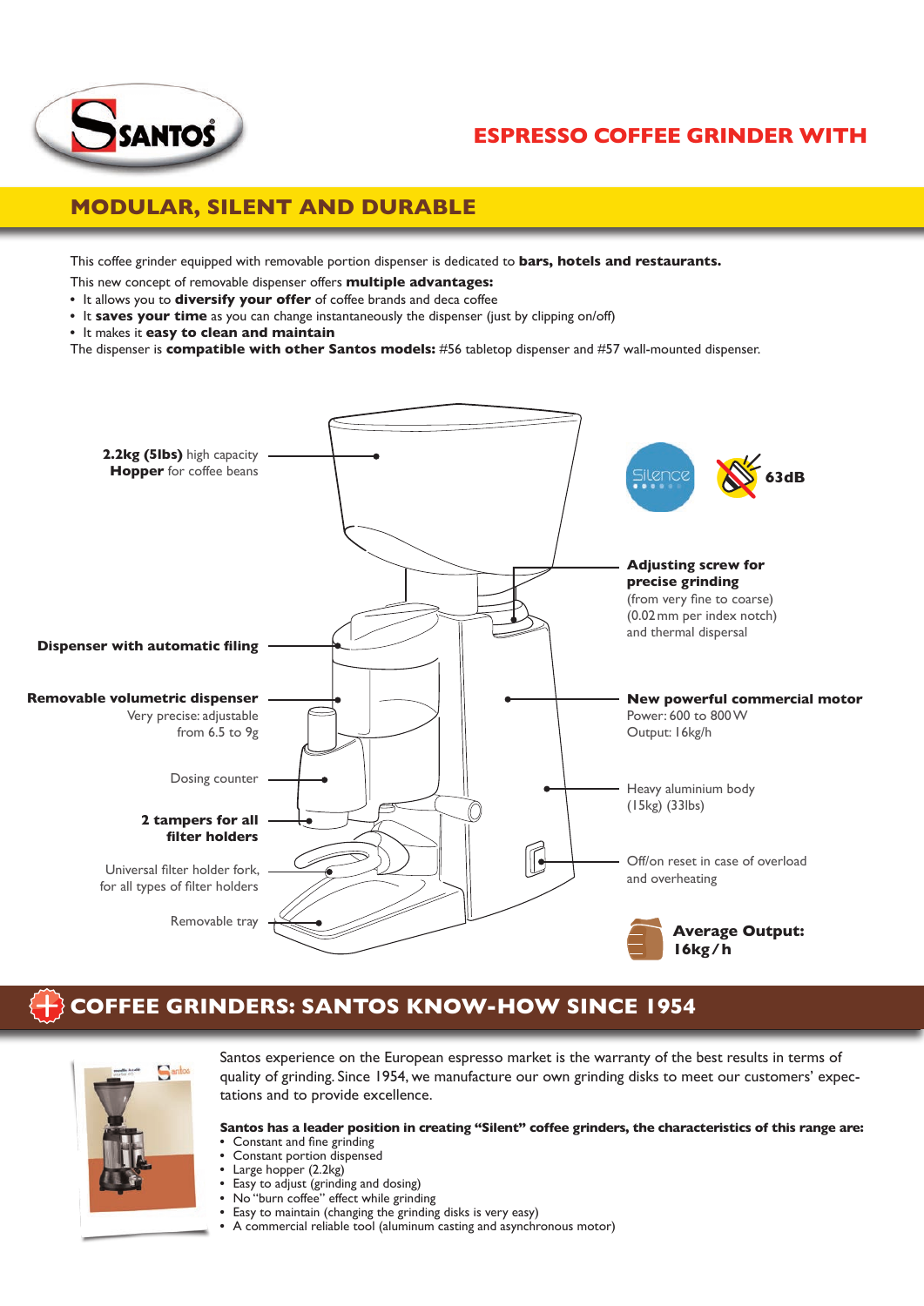SANTOS

## ESPRESSO COFFEE GRINDER WITH

## MODULAR, SILENT AND DURABLE

This coffee grinder equipped with removable portion dispenser is dedicated to **bars, hotels and restaurants.**

This new concept of removable dispenser offers **multiple advantages:**

- It allows you to **diversify your offer** of coffee brands and deca coffee
- It **saves your time** as you can change instantaneously the dispenser (just by clipping on/off)
- It makes it **easy to clean and maintain**

The dispenser is **compatible with other Santos models:** #56 tabletop dispenser and #57 wall-mounted dispenser.

**2.2kg (5lbs)** high capacity **Hopper** for coffee beans

**Dispenser with automatic filing**

**Removable volumetric dispenser**
Very precise: adjustable from 6.5 to 9g

Dosing counter

**2 tampers for all filter holders**

Universal filter holder fork, for all types of filter holders

Removable tray

Silence

63dB

**Adjusting screw for precise grinding**
(from very fine to coarse)
(0.02 mm per index notch)
and thermal dispersal

**New powerful commercial motor**
Power: 600 to 800 W
Output: 16kg/h

Heavy aluminium body
(15kg) (33lbs)

Off/on reset in case of overload and overheating

**Average Output: 16kg/h**

## COFFEE GRINDERS: SANTOS KNOW-HOW SINCE 1954

Santos experience on the European espresso market is the warranty of the best results in terms of quality of grinding. Since 1954, we manufacture our own grinding disks to meet our customers' expectations and to provide excellence.

**Santos has a leader position in creating "Silent" coffee grinders, the characteristics of this range are:**

- Constant and fine grinding
- Constant portion dispensed
- Large hopper (2.2kg)
- Easy to adjust (grinding and dosing)
- No "burn coffee" effect while grinding
- Easy to maintain (changing the grinding disks is very easy)
- A commercial reliable tool (aluminum casting and asynchronous motor)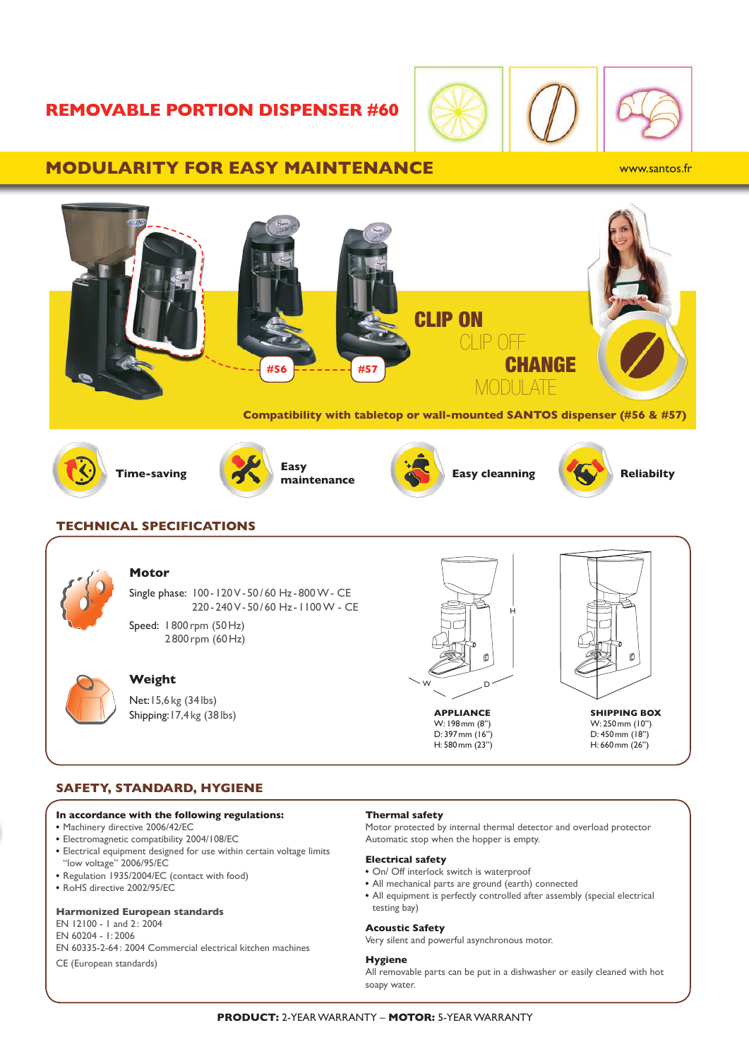# REMOVABLE PORTION DISPENSER #60

## MODULARITY FOR EASY MAINTENANCE

www.santos.fr

#56 #57

**CLIP ON**
CLIP OFF
**CHANGE**
MODULATE

**Compatibility with tabletop or wall-mounted SANTOS dispenser (#56 & #57)**

**Time-saving** **Easy maintenance** **Easy cleanning** **Reliabilty**

## TECHNICAL SPECIFICATIONS

### Motor

Single phase: 100 - 120 V - 50 / 60 Hz - 800 W - CE
220 - 240 V - 50 / 60 Hz - 1 100 W - CE

Speed: 1 800 rpm (50 Hz)
2 800 rpm (60 Hz)

### Weight

Net: 15,6 kg (34 lbs)
Shipping: 17,4 kg (38 lbs)

**APPLIANCE**
W: 198 mm (8")
D: 397 mm (16")
H: 580 mm (23")

**SHIPPING BOX**
W: 250 mm (10")
D: 450 mm (18")
H: 660 mm (26")

## SAFETY, STANDARD, HYGIENE

**In accordance with the following regulations:**
- Machinery directive 2006/42/EC
- Electromagnetic compatibility 2004/108/EC
- Electrical equipment designed for use within certain voltage limits "low voltage" 2006/95/EC
- Regulation 1935/2004/EC (contact with food)
- RoHS directive 2002/95/EC

**Harmonized European standards**
EN 12100 - 1 and 2 : 2004
EN 60204 - 1 : 2006
EN 60335-2-64 : 2004 Commercial electrical kitchen machines
CE (European standards)

**Thermal safety**
Motor protected by internal thermal detector and overload protector
Automatic stop when the hopper is empty.

**Electrical safety**
- On/ Off interlock switch is waterproof
- All mechanical parts are ground (earth) connected
- All equipment is perfectly controlled after assembly (special electrical testing bay)

**Acoustic Safety**
Very silent and powerful asynchronous motor.

**Hygiene**
All removable parts can be put in a dishwasher or easily cleaned with hot soapy water.

**PRODUCT:** 2-YEAR WARRANTY – **MOTOR:** 5-YEAR WARRANTY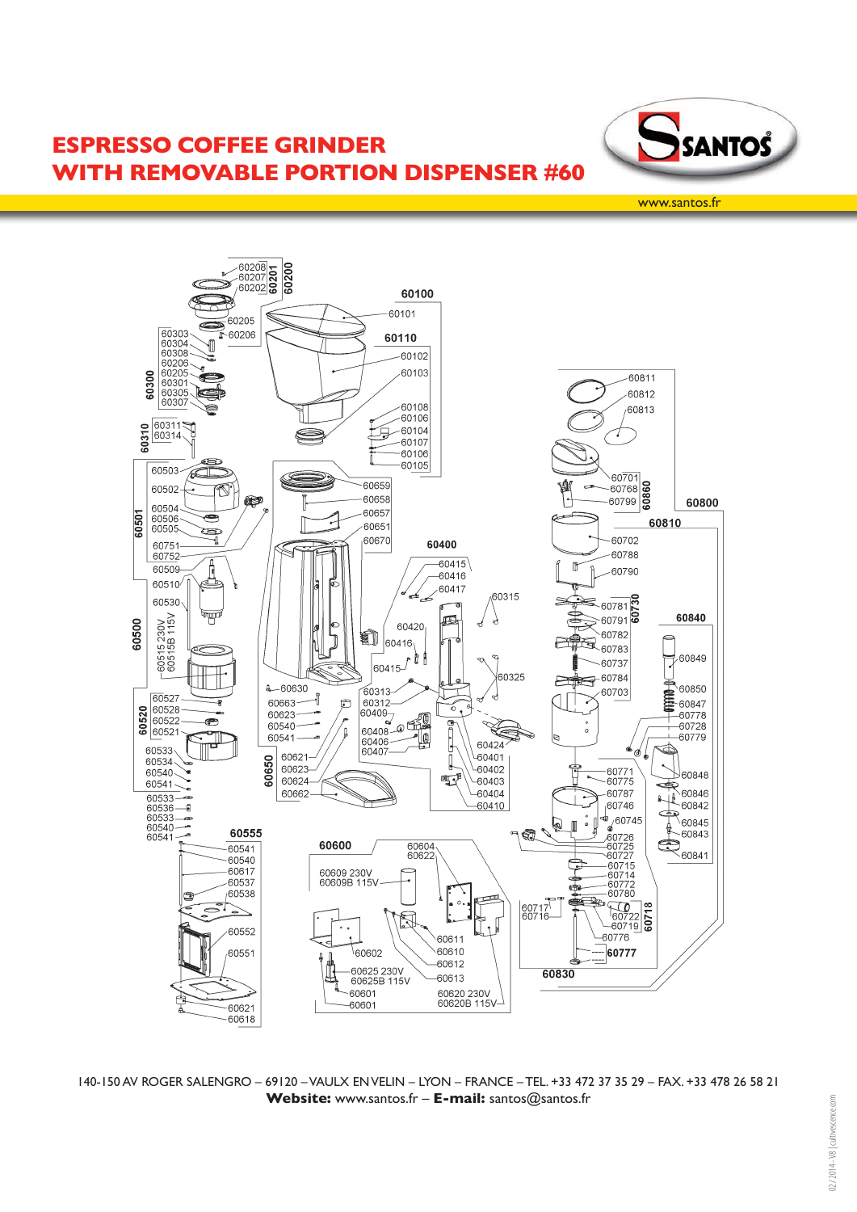# ESPRESSO COFFEE GRINDER
# WITH REMOVABLE PORTION DISPENSER #60

SANTOS

www.santos.fr

60208
60207
60202
60201
60200
60205
60206
60303
60304
60308
60206
60205
60301
60305
60307
60300
60311
60314
60310
60100
60101
60110
60102
60103
60108
60106
60104
60107
60106
60105
60503
60502
60504
60506
60505
60501
60751
60752
60509
60510
60530
60500
60515 230V
60515B 115V
60527
60528
60522
60521
60520
60533
60534
60540
60541
60533
60536
60533
60540
60541
60555
60541
60540
60617
60537
60538
60552
60551
60621
60618
60659
60658
60657
60651
60670
60630
60663
60623
60540
60541
60621
60623
60624
60662
60650
60400
60415
60416
60417
60315
60420
60416
60415
60313
60312
60409
60408
60406
60407
60325
60424
60401
60402
60403
60404
60410
60600
60604
60622
60609 230V
60609B 115V
60602
60611
60610
60612
60613
60625 230V
60625B 115V
60601
60601
60620 230V
60620B 115V
60811
60812
60813
60701
60768
60799
60860
60800
60810
60702
60788
60790
60781
60791
60730
60782
60783
60737
60784
60703
60840
60849
60850
60847
60778
60728
60779
60771
60775
60787
60746
60745
60726
60725
60727
60715
60714
60772
60780
60717
60716
60722
60719
60718
60776
60777
60830
60848
60846
60842
60845
60843
60841

140-150 AV ROGER SALENGRO – 69120 – VAULX EN VELIN – LYON – FRANCE – TEL. +33 472 37 35 29 – FAX. +33 478 26 58 21
**Website:** www.santos.fr – **E-mail:** santos@santos.fr

02/2014 - V8 | cultivescence.com